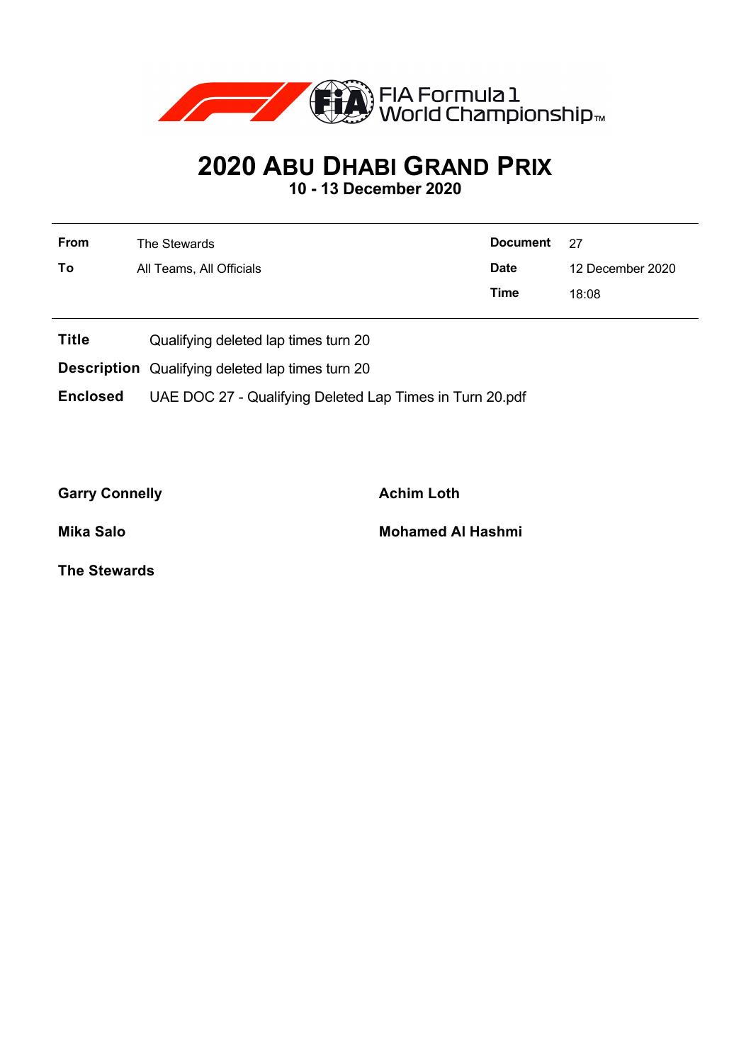FIA Formula 1 World Championship™

# 2020 ABU DHABI GRAND PRIX

**10 - 13 December 2020**

| | | | |
|---|---|---|---|
| **From** | The Stewards | **Document** | 27 |
| **To** | All Teams, All Officials | **Date** | 12 December 2020 |
| | | **Time** | 18:08 |

**Title** Qualifying deleted lap times turn 20

**Description** Qualifying deleted lap times turn 20

**Enclosed** UAE DOC 27 - Qualifying Deleted Lap Times in Turn 20.pdf

**Garry Connelly**

**Achim Loth**

**Mika Salo**

**Mohamed Al Hashmi**

**The Stewards**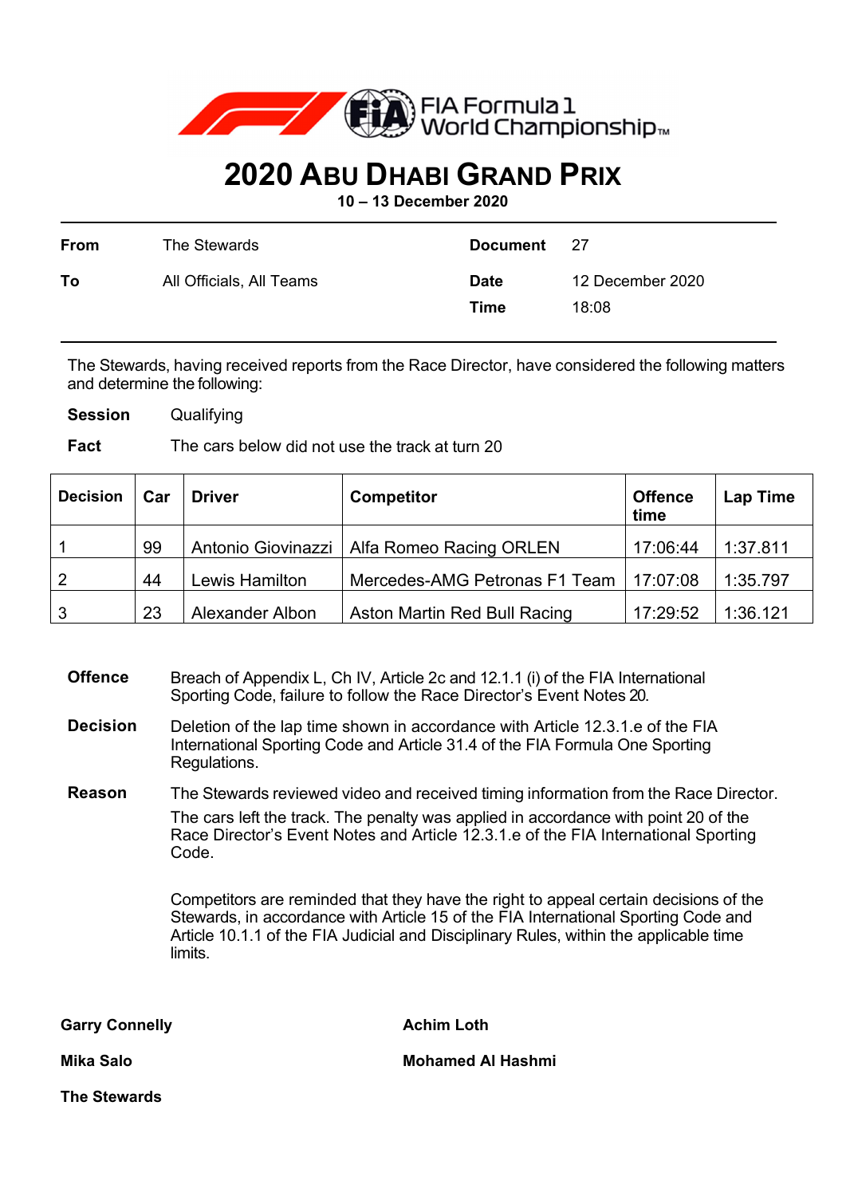# 2020 ABU DHABI GRAND PRIX

**10 – 13 December 2020**

| | | | |
|---|---|---|---|
| **From** | The Stewards | **Document** | 27 |
| **To** | All Officials, All Teams | **Date** | 12 December 2020 |
| | | **Time** | 18:08 |

The Stewards, having received reports from the Race Director, have considered the following matters and determine the following:

**Session** Qualifying

**Fact** The cars below did not use the track at turn 20

| Decision | Car | Driver | Competitor | Offence time | Lap Time |
|---|---|---|---|---|---|
| 1 | 99 | Antonio Giovinazzi | Alfa Romeo Racing ORLEN | 17:06:44 | 1:37.811 |
| 2 | 44 | Lewis Hamilton | Mercedes-AMG Petronas F1 Team | 17:07:08 | 1:35.797 |
| 3 | 23 | Alexander Albon | Aston Martin Red Bull Racing | 17:29:52 | 1:36.121 |

**Offence** Breach of Appendix L, Ch IV, Article 2c and 12.1.1 (i) of the FIA International Sporting Code, failure to follow the Race Director's Event Notes 20.

**Decision** Deletion of the lap time shown in accordance with Article 12.3.1.e of the FIA International Sporting Code and Article 31.4 of the FIA Formula One Sporting Regulations.

**Reason** The Stewards reviewed video and received timing information from the Race Director.

The cars left the track. The penalty was applied in accordance with point 20 of the Race Director's Event Notes and Article 12.3.1.e of the FIA International Sporting Code.

Competitors are reminded that they have the right to appeal certain decisions of the Stewards, in accordance with Article 15 of the FIA International Sporting Code and Article 10.1.1 of the FIA Judicial and Disciplinary Rules, within the applicable time limits.

**Garry Connelly** **Achim Loth**

**Mika Salo** **Mohamed Al Hashmi**

**The Stewards**